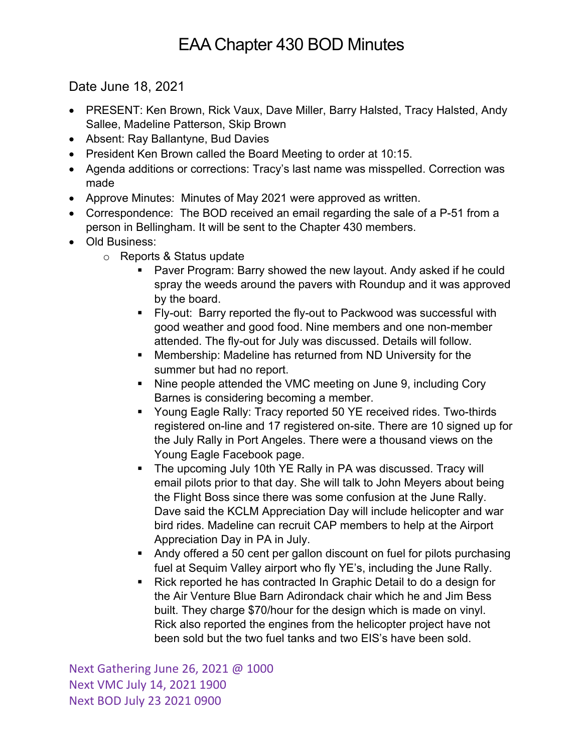# EAA Chapter 430 BOD Minutes

Date June 18, 2021

- PRESENT: Ken Brown, Rick Vaux, Dave Miller, Barry Halsted, Tracy Halsted, Andy Sallee, Madeline Patterson, Skip Brown
- Absent: Ray Ballantyne, Bud Davies
- President Ken Brown called the Board Meeting to order at 10:15.
- Agenda additions or corrections: Tracy's last name was misspelled. Correction was made
- Approve Minutes: Minutes of May 2021 were approved as written.
- Correspondence: The BOD received an email regarding the sale of a P-51 from a person in Bellingham. It will be sent to the Chapter 430 members.
- Old Business:
  - Reports & Status update
    - Paver Program: Barry showed the new layout. Andy asked if he could spray the weeds around the pavers with Roundup and it was approved by the board.
    - Fly-out: Barry reported the fly-out to Packwood was successful with good weather and good food. Nine members and one non-member attended. The fly-out for July was discussed. Details will follow.
    - Membership: Madeline has returned from ND University for the summer but had no report.
    - Nine people attended the VMC meeting on June 9, including Cory Barnes is considering becoming a member.
    - Young Eagle Rally: Tracy reported 50 YE received rides. Two-thirds registered on-line and 17 registered on-site. There are 10 signed up for the July Rally in Port Angeles. There were a thousand views on the Young Eagle Facebook page.
    - The upcoming July 10th YE Rally in PA was discussed. Tracy will email pilots prior to that day. She will talk to John Meyers about being the Flight Boss since there was some confusion at the June Rally. Dave said the KCLM Appreciation Day will include helicopter and war bird rides. Madeline can recruit CAP members to help at the Airport Appreciation Day in PA in July.
    - Andy offered a 50 cent per gallon discount on fuel for pilots purchasing fuel at Sequim Valley airport who fly YE's, including the June Rally.
    - Rick reported he has contracted In Graphic Detail to do a design for the Air Venture Blue Barn Adirondack chair which he and Jim Bess built. They charge $70/hour for the design which is made on vinyl. Rick also reported the engines from the helicopter project have not been sold but the two fuel tanks and two EIS's have been sold.

Next Gathering June 26, 2021 @ 1000
Next VMC July 14, 2021 1900
Next BOD July 23 2021 0900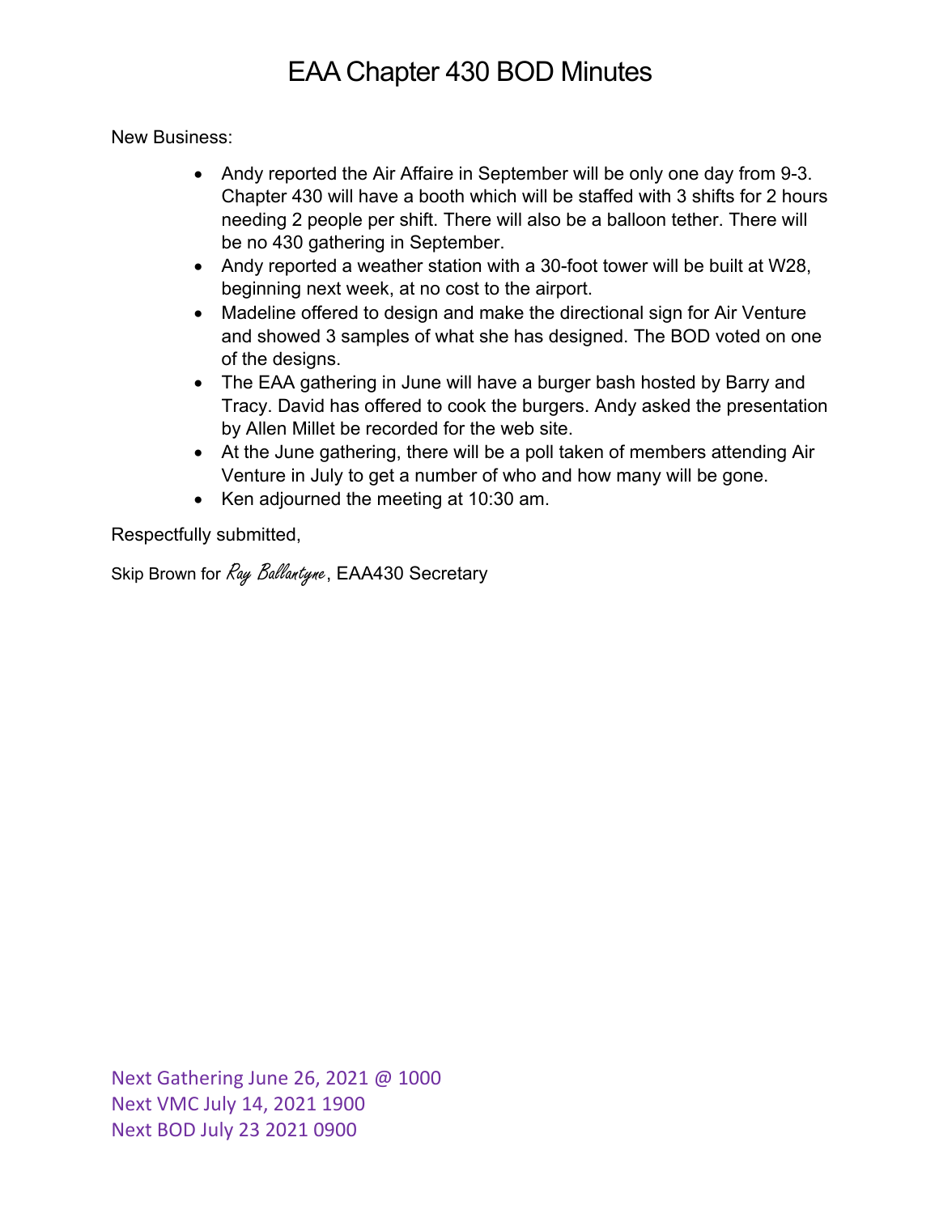# EAA Chapter 430 BOD Minutes

New Business:

- Andy reported the Air Affaire in September will be only one day from 9-3. Chapter 430 will have a booth which will be staffed with 3 shifts for 2 hours needing 2 people per shift. There will also be a balloon tether. There will be no 430 gathering in September.
- Andy reported a weather station with a 30-foot tower will be built at W28, beginning next week, at no cost to the airport.
- Madeline offered to design and make the directional sign for Air Venture and showed 3 samples of what she has designed. The BOD voted on one of the designs.
- The EAA gathering in June will have a burger bash hosted by Barry and Tracy. David has offered to cook the burgers. Andy asked the presentation by Allen Millet be recorded for the web site.
- At the June gathering, there will be a poll taken of members attending Air Venture in July to get a number of who and how many will be gone.
- Ken adjourned the meeting at 10:30 am.

Respectfully submitted,

Skip Brown for *Ray Ballantyne*, EAA430 Secretary

Next Gathering June 26, 2021 @ 1000
Next VMC July 14, 2021 1900
Next BOD July 23 2021 0900